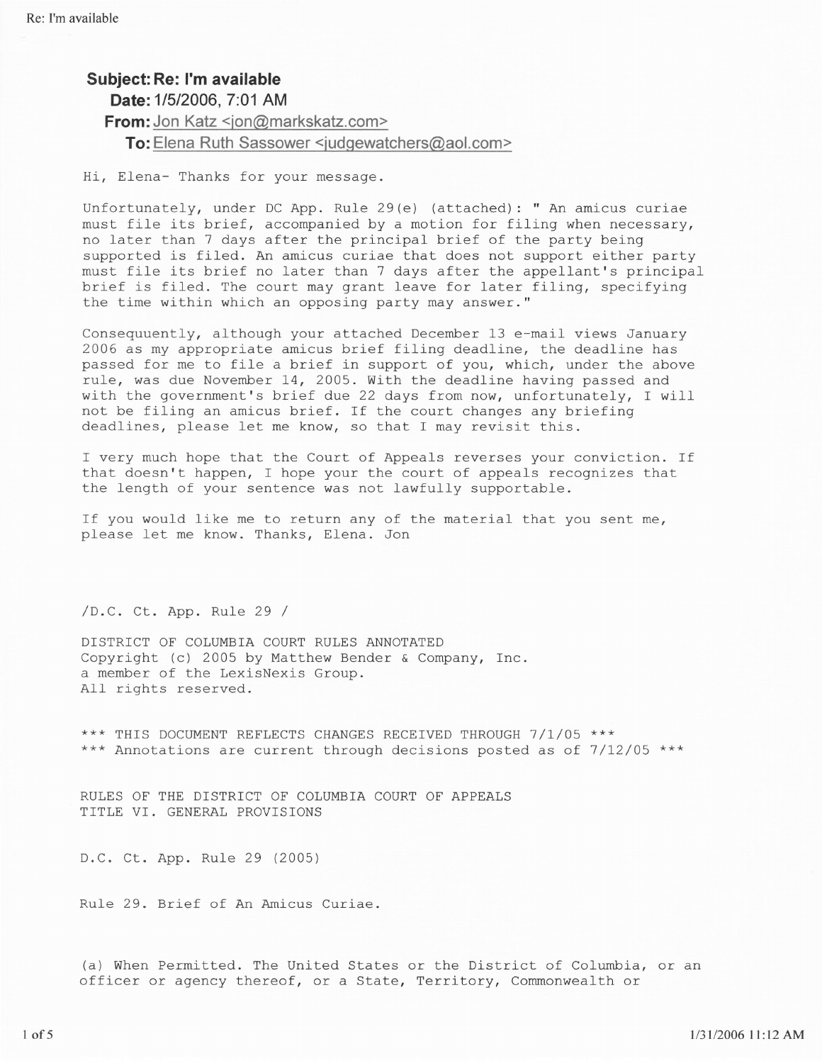**Subject:** Re: I'm available
**Date:** 1/5/2006, 7:01 AM
**From:** Jon Katz <jon@markskatz.com>
**To:** Elena Ruth Sassower <judgewatchers@aol.com>

Hi, Elena- Thanks for your message.

Unfortunately, under DC App. Rule 29(e) (attached): " An amicus curiae must file its brief, accompanied by a motion for filing when necessary, no later than 7 days after the principal brief of the party being supported is filed. An amicus curiae that does not support either party must file its brief no later than 7 days after the appellant's principal brief is filed. The court may grant leave for later filing, specifying the time within which an opposing party may answer."

Consequuently, although your attached December 13 e-mail views January 2006 as my appropriate amicus brief filing deadline, the deadline has passed for me to file a brief in support of you, which, under the above rule, was due November 14, 2005. With the deadline having passed and with the government's brief due 22 days from now, unfortunately, I will not be filing an amicus brief. If the court changes any briefing deadlines, please let me know, so that I may revisit this.

I very much hope that the Court of Appeals reverses your conviction. If that doesn't happen, I hope your the court of appeals recognizes that the length of your sentence was not lawfully supportable.

If you would like me to return any of the material that you sent me, please let me know. Thanks, Elena. Jon

/D.C. Ct. App. Rule 29 /

DISTRICT OF COLUMBIA COURT RULES ANNOTATED
Copyright (c) 2005 by Matthew Bender & Company, Inc.
a member of the LexisNexis Group.
All rights reserved.

*** THIS DOCUMENT REFLECTS CHANGES RECEIVED THROUGH 7/1/05 ***
*** Annotations are current through decisions posted as of 7/12/05 ***

RULES OF THE DISTRICT OF COLUMBIA COURT OF APPEALS
TITLE VI. GENERAL PROVISIONS

D.C. Ct. App. Rule 29 (2005)

Rule 29. Brief of An Amicus Curiae.

(a) When Permitted. The United States or the District of Columbia, or an officer or agency thereof, or a State, Territory, Commonwealth or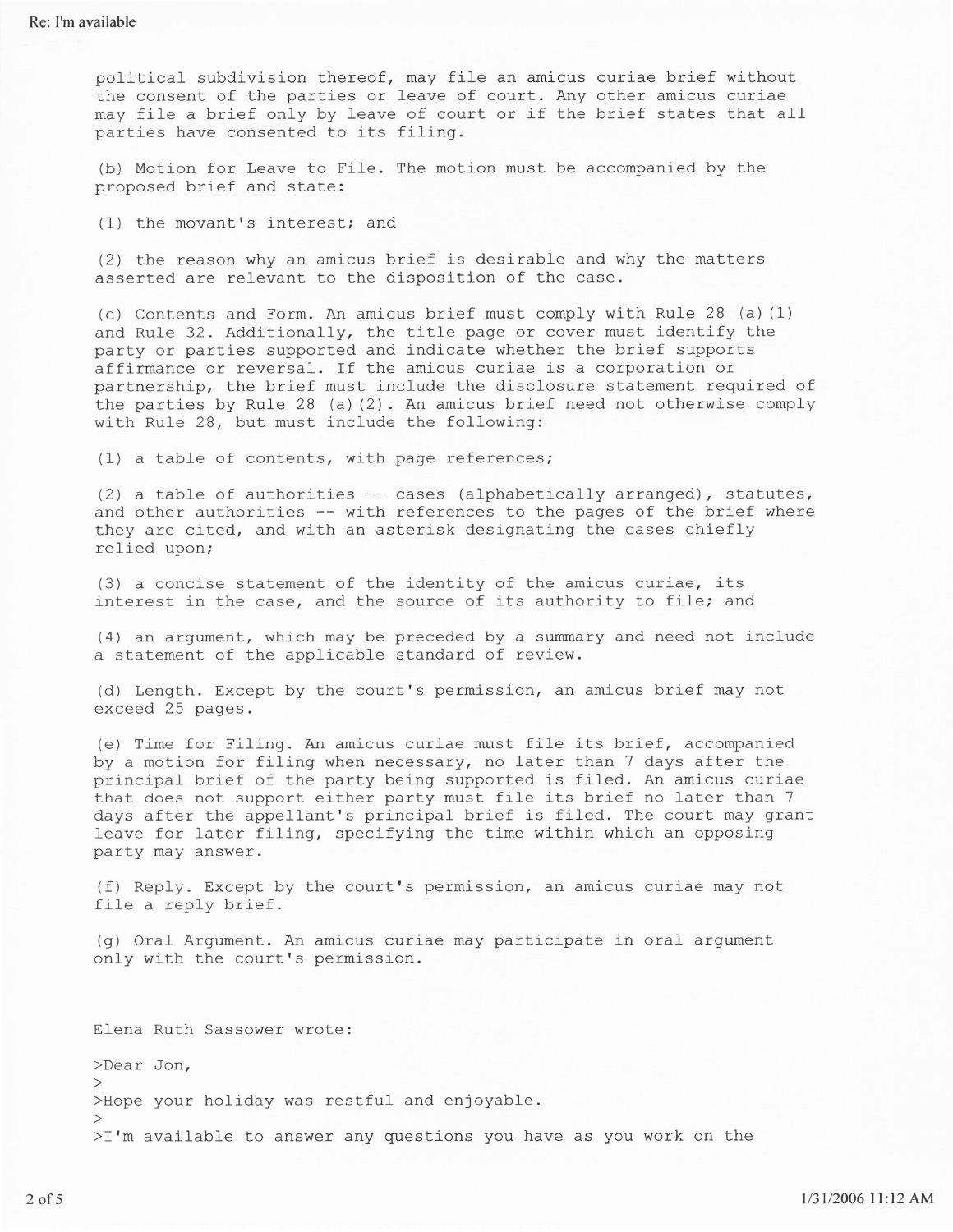political subdivision thereof, may file an amicus curiae brief without the consent of the parties or leave of court. Any other amicus curiae may file a brief only by leave of court or if the brief states that all parties have consented to its filing.

(b) Motion for Leave to File. The motion must be accompanied by the proposed brief and state:

(1) the movant's interest; and

(2) the reason why an amicus brief is desirable and why the matters asserted are relevant to the disposition of the case.

(c) Contents and Form. An amicus brief must comply with Rule 28 (a)(1) and Rule 32. Additionally, the title page or cover must identify the party or parties supported and indicate whether the brief supports affirmance or reversal. If the amicus curiae is a corporation or partnership, the brief must include the disclosure statement required of the parties by Rule 28 (a)(2). An amicus brief need not otherwise comply with Rule 28, but must include the following:

(1) a table of contents, with page references;

(2) a table of authorities -- cases (alphabetically arranged), statutes, and other authorities -- with references to the pages of the brief where they are cited, and with an asterisk designating the cases chiefly relied upon;

(3) a concise statement of the identity of the amicus curiae, its interest in the case, and the source of its authority to file; and

(4) an argument, which may be preceded by a summary and need not include a statement of the applicable standard of review.

(d) Length. Except by the court's permission, an amicus brief may not exceed 25 pages.

(e) Time for Filing. An amicus curiae must file its brief, accompanied by a motion for filing when necessary, no later than 7 days after the principal brief of the party being supported is filed. An amicus curiae that does not support either party must file its brief no later than 7 days after the appellant's principal brief is filed. The court may grant leave for later filing, specifying the time within which an opposing party may answer.

(f) Reply. Except by the court's permission, an amicus curiae may not file a reply brief.

(g) Oral Argument. An amicus curiae may participate in oral argument only with the court's permission.

Elena Ruth Sassower wrote:

>Dear Jon,
>
>Hope your holiday was restful and enjoyable.
>
>I'm available to answer any questions you have as you work on the